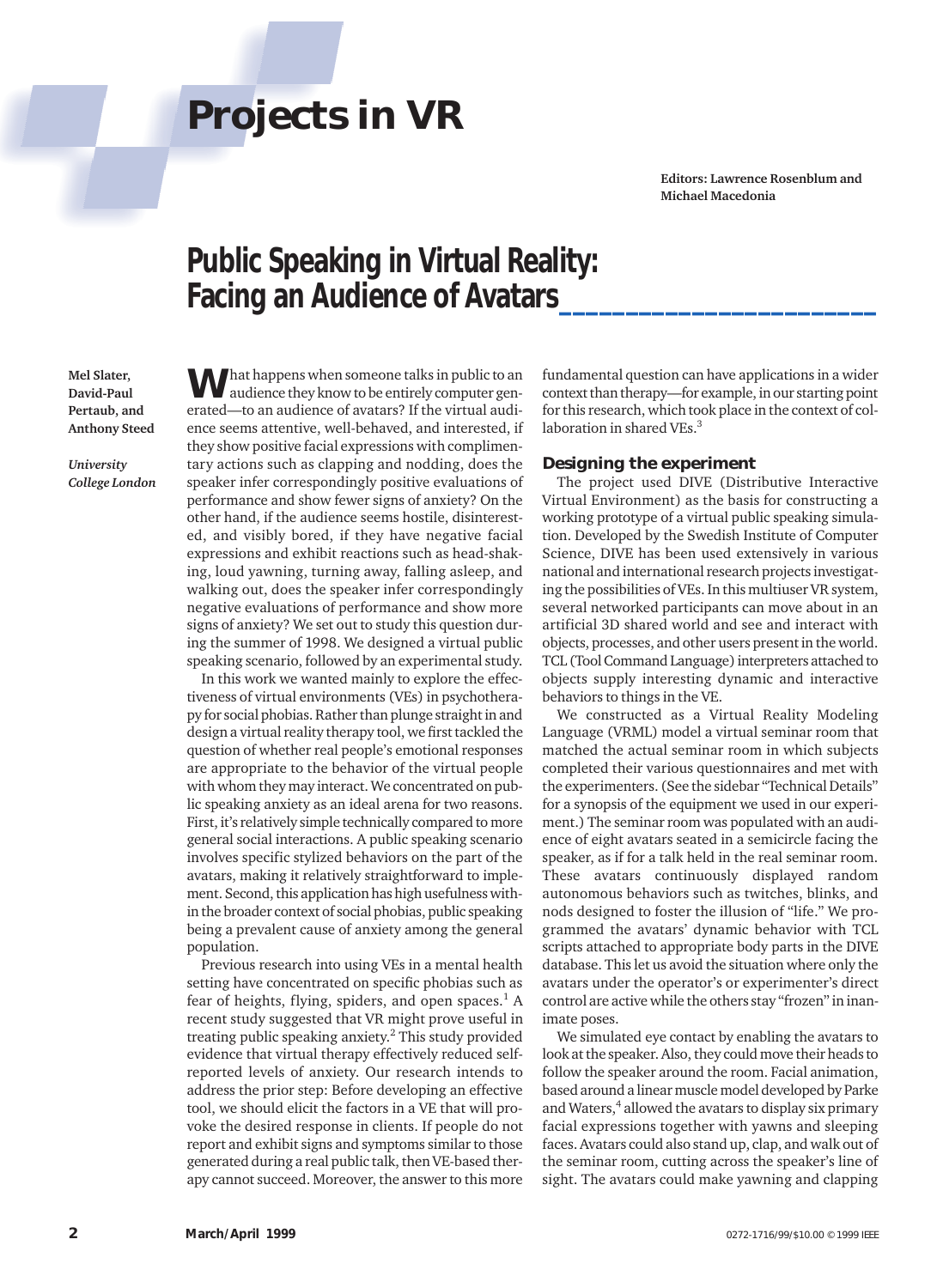# Projects in VR

**Editors: Lawrence Rosenblum and Michael Macedonia**

## Public Speaking in Virtual Reality: Facing an Audience of Avatars

**Mel Slater, David-Paul Pertaub, and Anthony Steed**

*University College London*

What happens when someone talks in public to an audience they know to be entirely computer generated—to an audience of avatars? If the virtual audience seems attentive, well-behaved, and interested, if they show positive facial expressions with complimentary actions such as clapping and nodding, does the speaker infer correspondingly positive evaluations of performance and show fewer signs of anxiety? On the other hand, if the audience seems hostile, disinterested, and visibly bored, if they have negative facial expressions and exhibit reactions such as head-shaking, loud yawning, turning away, falling asleep, and walking out, does the speaker infer correspondingly negative evaluations of performance and show more signs of anxiety? We set out to study this question during the summer of 1998. We designed a virtual public speaking scenario, followed by an experimental study.

In this work we wanted mainly to explore the effectiveness of virtual environments (VEs) in psychotherapy for social phobias. Rather than plunge straight in and design a virtual reality therapy tool, we first tackled the question of whether real people's emotional responses are appropriate to the behavior of the virtual people with whom they may interact. We concentrated on public speaking anxiety as an ideal arena for two reasons. First, it's relatively simple technically compared to more general social interactions. A public speaking scenario involves specific stylized behaviors on the part of the avatars, making it relatively straightforward to implement. Second, this application has high usefulness within the broader context of social phobias, public speaking being a prevalent cause of anxiety among the general population.

Previous research into using VEs in a mental health setting have concentrated on specific phobias such as fear of heights, flying, spiders, and open spaces.[1] A recent study suggested that VR might prove useful in treating public speaking anxiety.[2] This study provided evidence that virtual therapy effectively reduced self-reported levels of anxiety. Our research intends to address the prior step: Before developing an effective tool, we should elicit the factors in a VE that will provoke the desired response in clients. If people do not report and exhibit signs and symptoms similar to those generated during a real public talk, then VE-based therapy cannot succeed. Moreover, the answer to this more fundamental question can have applications in a wider context than therapy—for example, in our starting point for this research, which took place in the context of collaboration in shared VEs.[3]

### Designing the experiment

The project used DIVE (Distributive Interactive Virtual Environment) as the basis for constructing a working prototype of a virtual public speaking simulation. Developed by the Swedish Institute of Computer Science, DIVE has been used extensively in various national and international research projects investigating the possibilities of VEs. In this multiuser VR system, several networked participants can move about in an artificial 3D shared world and see and interact with objects, processes, and other users present in the world. TCL (Tool Command Language) interpreters attached to objects supply interesting dynamic and interactive behaviors to things in the VE.

We constructed as a Virtual Reality Modeling Language (VRML) model a virtual seminar room that matched the actual seminar room in which subjects completed their various questionnaires and met with the experimenters. (See the sidebar "Technical Details" for a synopsis of the equipment we used in our experiment.) The seminar room was populated with an audience of eight avatars seated in a semicircle facing the speaker, as if for a talk held in the real seminar room. These avatars continuously displayed random autonomous behaviors such as twitches, blinks, and nods designed to foster the illusion of "life." We programmed the avatars' dynamic behavior with TCL scripts attached to appropriate body parts in the DIVE database. This let us avoid the situation where only the avatars under the operator's or experimenter's direct control are active while the others stay "frozen" in inanimate poses.

We simulated eye contact by enabling the avatars to look at the speaker. Also, they could move their heads to follow the speaker around the room. Facial animation, based around a linear muscle model developed by Parke and Waters,[4] allowed the avatars to display six primary facial expressions together with yawns and sleeping faces. Avatars could also stand up, clap, and walk out of the seminar room, cutting across the speaker's line of sight. The avatars could make yawning and clapping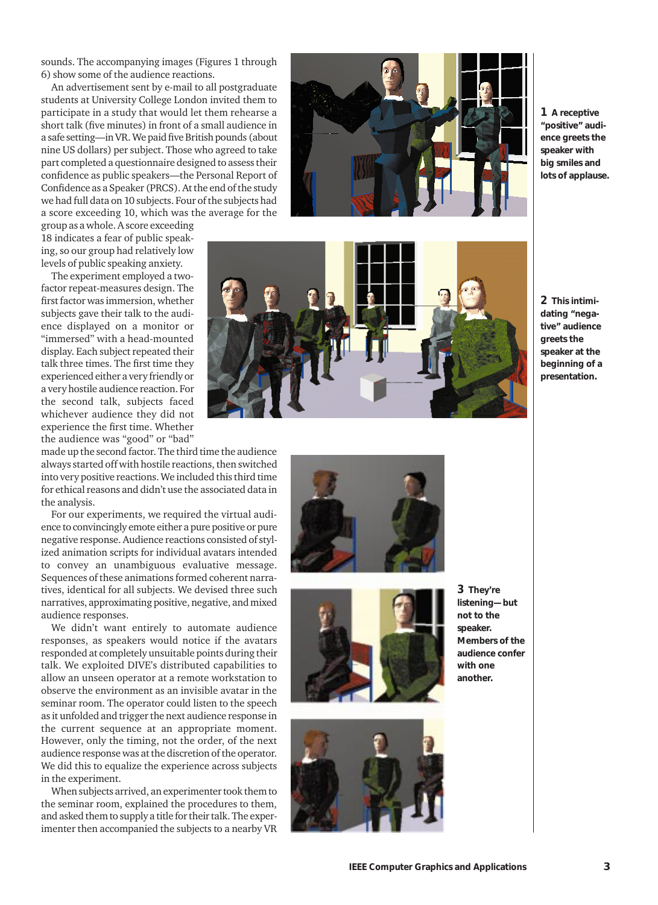sounds. The accompanying images (Figures 1 through 6) show some of the audience reactions.

An advertisement sent by e-mail to all postgraduate students at University College London invited them to participate in a study that would let them rehearse a short talk (five minutes) in front of a small audience in a safe setting—in VR. We paid five British pounds (about nine US dollars) per subject. Those who agreed to take part completed a questionnaire designed to assess their confidence as public speakers—the Personal Report of Confidence as a Speaker (PRCS). At the end of the study we had full data on 10 subjects. Four of the subjects had a score exceeding 10, which was the average for the group as a whole. A score exceeding 18 indicates a fear of public speaking, so our group had relatively low levels of public speaking anxiety.

The experiment employed a two-factor repeat-measures design. The first factor was immersion, whether subjects gave their talk to the audience displayed on a monitor or "immersed" with a head-mounted display. Each subject repeated their talk three times. The first time they experienced either a very friendly or a very hostile audience reaction. For the second talk, subjects faced whichever audience they did not experience the first time. Whether the audience was "good" or "bad" made up the second factor. The third time the audience always started off with hostile reactions, then switched into very positive reactions. We included this third time for ethical reasons and didn't use the associated data in the analysis.

For our experiments, we required the virtual audience to convincingly emote either a pure positive or pure negative response. Audience reactions consisted of stylized animation scripts for individual avatars intended to convey an unambiguous evaluative message. Sequences of these animations formed coherent narratives, identical for all subjects. We devised three such narratives, approximating positive, negative, and mixed audience responses.

We didn't want entirely to automate audience responses, as speakers would notice if the avatars responded at completely unsuitable points during their talk. We exploited DIVE's distributed capabilities to allow an unseen operator at a remote workstation to observe the environment as an invisible avatar in the seminar room. The operator could listen to the speech as it unfolded and trigger the next audience response in the current sequence at an appropriate moment. However, only the timing, not the order, of the next audience response was at the discretion of the operator. We did this to equalize the experience across subjects in the experiment.

When subjects arrived, an experimenter took them to the seminar room, explained the procedures to them, and asked them to supply a title for their talk. The experimenter then accompanied the subjects to a nearby VR

**1 A receptive "positive" audience greets the speaker with big smiles and lots of applause.**

**2 This intimidating "negative" audience greets the speaker at the beginning of a presentation.**

**3 They're listening—but not to the speaker. Members of the audience confer with one another.**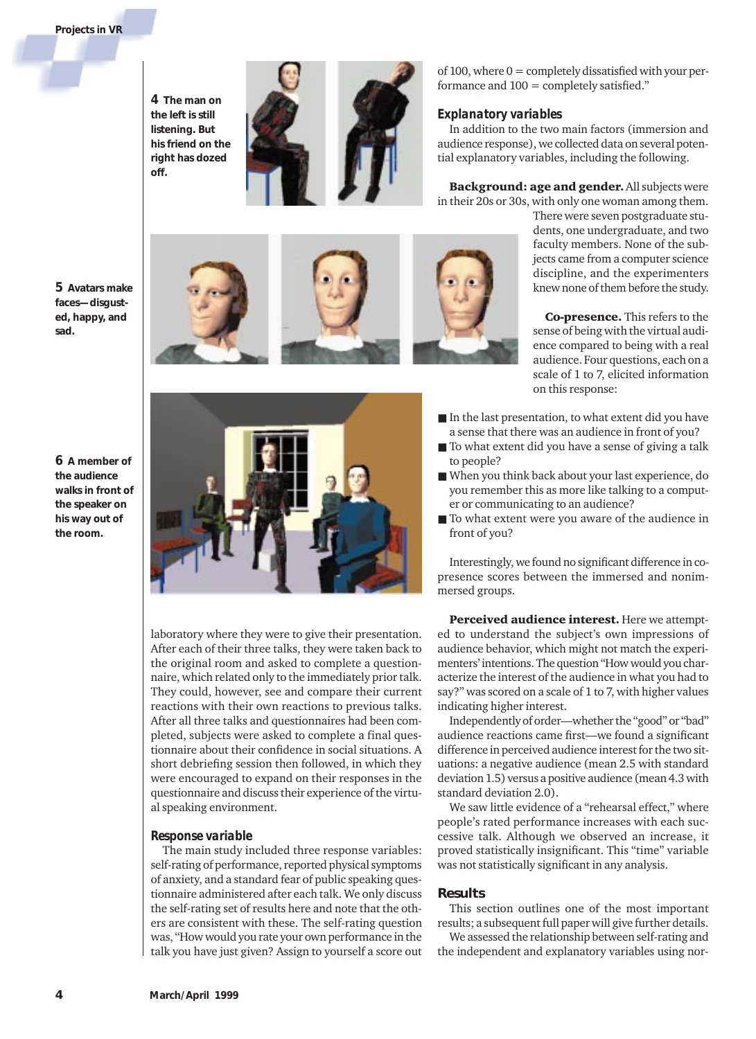**4** The man on the left is still listening. But his friend on the right has dozed off.

**5** Avatars make faces—disgusted, happy, and sad.

**6** A member of the audience walks in front of the speaker on his way out of the room.

laboratory where they were to give their presentation. After each of their three talks, they were taken back to the original room and asked to complete a questionnaire, which related only to the immediately prior talk. They could, however, see and compare their current reactions with their own reactions to previous talks. After all three talks and questionnaires had been completed, subjects were asked to complete a final questionnaire about their confidence in social situations. A short debriefing session then followed, in which they were encouraged to expand on their responses in the questionnaire and discuss their experience of the virtual speaking environment.

### *Response variable*

The main study included three response variables: self-rating of performance, reported physical symptoms of anxiety, and a standard fear of public speaking questionnaire administered after each talk. We only discuss the self-rating set of results here and note that the others are consistent with these. The self-rating question was, "How would you rate your own performance in the talk you have just given? Assign to yourself a score out of 100, where 0 = completely dissatisfied with your performance and 100 = completely satisfied."

### *Explanatory variables*

In addition to the two main factors (immersion and audience response), we collected data on several potential explanatory variables, including the following.

**Background: age and gender.** All subjects were in their 20s or 30s, with only one woman among them. There were seven postgraduate students, one undergraduate, and two faculty members. None of the subjects came from a computer science discipline, and the experimenters knew none of them before the study.

**Co-presence.** This refers to the sense of being with the virtual audience compared to being with a real audience. Four questions, each on a scale of 1 to 7, elicited information on this response:

- In the last presentation, to what extent did you have a sense that there was an audience in front of you?
- To what extent did you have a sense of giving a talk to people?
- When you think back about your last experience, do you remember this as more like talking to a computer or communicating to an audience?
- To what extent were you aware of the audience in front of you?

Interestingly, we found no significant difference in co-presence scores between the immersed and nonimmersed groups.

**Perceived audience interest.** Here we attempted to understand the subject's own impressions of audience behavior, which might not match the experimenters' intentions. The question "How would you characterize the interest of the audience in what you had to say?" was scored on a scale of 1 to 7, with higher values indicating higher interest.

Independently of order—whether the "good" or "bad" audience reactions came first—we found a significant difference in perceived audience interest for the two situations: a negative audience (mean 2.5 with standard deviation 1.5) versus a positive audience (mean 4.3 with standard deviation 2.0).

We saw little evidence of a "rehearsal effect," where people's rated performance increases with each successive talk. Although we observed an increase, it proved statistically insignificant. This "time" variable was not statistically significant in any analysis.

## Results

This section outlines one of the most important results; a subsequent full paper will give further details.

We assessed the relationship between self-rating and the independent and explanatory variables using nor-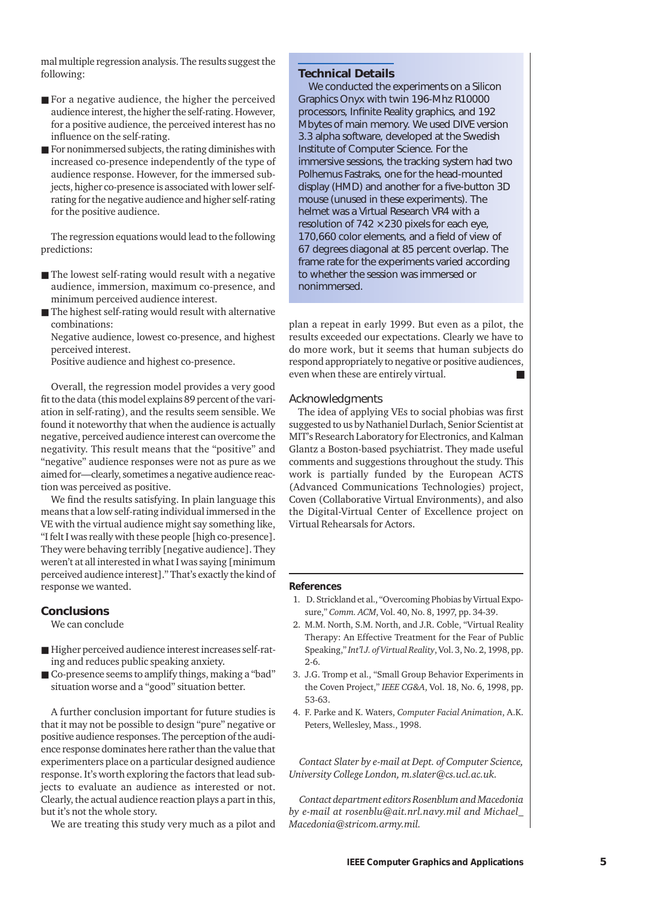mal multiple regression analysis. The results suggest the following:

- For a negative audience, the higher the perceived audience interest, the higher the self-rating. However, for a positive audience, the perceived interest has no influence on the self-rating.
- For nonimmersed subjects, the rating diminishes with increased co-presence independently of the type of audience response. However, for the immersed subjects, higher co-presence is associated with lower self-rating for the negative audience and higher self-rating for the positive audience.

The regression equations would lead to the following predictions:

- The lowest self-rating would result with a negative audience, immersion, maximum co-presence, and minimum perceived audience interest.
- The highest self-rating would result with alternative combinations:
  Negative audience, lowest co-presence, and highest perceived interest.
  Positive audience and highest co-presence.

Overall, the regression model provides a very good fit to the data (this model explains 89 percent of the variation in self-rating), and the results seem sensible. We found it noteworthy that when the audience is actually negative, perceived audience interest can overcome the negativity. This result means that the "positive" and "negative" audience responses were not as pure as we aimed for—clearly, sometimes a negative audience reaction was perceived as positive.

We find the results satisfying. In plain language this means that a low self-rating individual immersed in the VE with the virtual audience might say something like, "I felt I was really with these people [high co-presence]. They were behaving terribly [negative audience]. They weren't at all interested in what I was saying [minimum perceived audience interest]." That's exactly the kind of response we wanted.

## Conclusions

We can conclude

- Higher perceived audience interest increases self-rating and reduces public speaking anxiety.
- Co-presence seems to amplify things, making a "bad" situation worse and a "good" situation better.

A further conclusion important for future studies is that it may not be possible to design "pure" negative or positive audience responses. The perception of the audience response dominates here rather than the value that experimenters place on a particular designed audience response. It's worth exploring the factors that lead subjects to evaluate an audience as interested or not. Clearly, the actual audience reaction plays a part in this, but it's not the whole story.

We are treating this study very much as a pilot and plan a repeat in early 1999. But even as a pilot, the results exceeded our expectations. Clearly we have to do more work, but it seems that human subjects do respond appropriately to negative or positive audiences, even when these are entirely virtual. ■

### Technical Details

We conducted the experiments on a Silicon Graphics Onyx with twin 196-Mhz R10000 processors, Infinite Reality graphics, and 192 Mbytes of main memory. We used DIVE version 3.3 alpha software, developed at the Swedish Institute of Computer Science. For the immersive sessions, the tracking system had two Polhemus Fastraks, one for the head-mounted display (HMD) and another for a five-button 3D mouse (unused in these experiments). The helmet was a Virtual Research VR4 with a resolution of 742 × 230 pixels for each eye, 170,660 color elements, and a field of view of 67 degrees diagonal at 85 percent overlap. The frame rate for the experiments varied according to whether the session was immersed or nonimmersed.

## Acknowledgments

The idea of applying VEs to social phobias was first suggested to us by Nathaniel Durlach, Senior Scientist at MIT's Research Laboratory for Electronics, and Kalman Glantz a Boston-based psychiatrist. They made useful comments and suggestions throughout the study. This work is partially funded by the European ACTS (Advanced Communications Technologies) project, Coven (Collaborative Virtual Environments), and also the Digital-Virtual Center of Excellence project on Virtual Rehearsals for Actors.

## References

1. D. Strickland et al., "Overcoming Phobias by Virtual Exposure," *Comm. ACM*, Vol. 40, No. 8, 1997, pp. 34-39.
2. M.M. North, S.M. North, and J.R. Coble, "Virtual Reality Therapy: An Effective Treatment for the Fear of Public Speaking," *Int'l J. of Virtual Reality*, Vol. 3, No. 2, 1998, pp. 2-6.
3. J.G. Tromp et al., "Small Group Behavior Experiments in the Coven Project," *IEEE CG&A*, Vol. 18, No. 6, 1998, pp. 53-63.
4. F. Parke and K. Waters, *Computer Facial Animation*, A.K. Peters, Wellesley, Mass., 1998.

*Contact Slater by e-mail at Dept. of Computer Science, University College London, m.slater@cs.ucl.ac.uk.*

*Contact department editors Rosenblum and Macedonia by e-mail at rosenblu@ait.nrl.navy.mil and Michael_Macedonia@stricom.army.mil.*